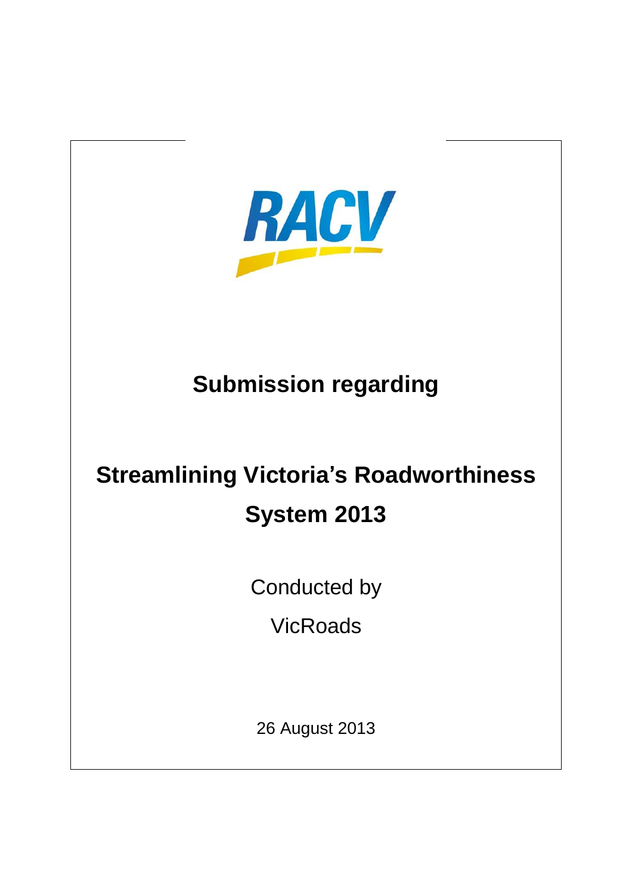RACV

# Submission regarding

# Streamlining Victoria's Roadworthiness System 2013

Conducted by

VicRoads

26 August 2013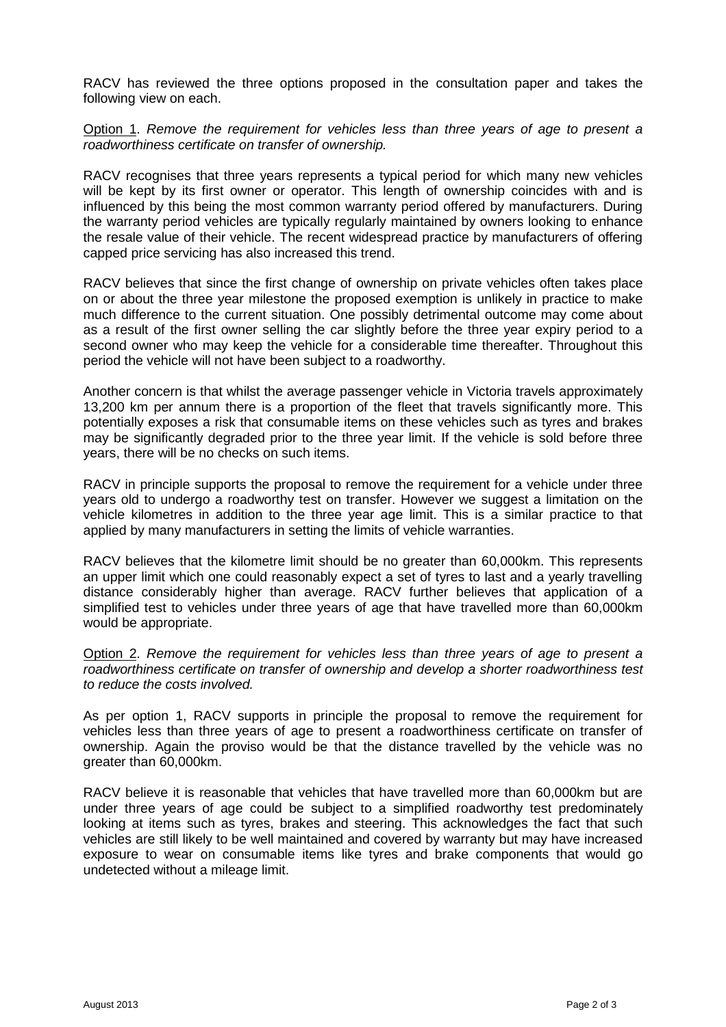RACV has reviewed the three options proposed in the consultation paper and takes the following view on each.

<u>Option 1</u>. *Remove the requirement for vehicles less than three years of age to present a roadworthiness certificate on transfer of ownership.*

RACV recognises that three years represents a typical period for which many new vehicles will be kept by its first owner or operator. This length of ownership coincides with and is influenced by this being the most common warranty period offered by manufacturers. During the warranty period vehicles are typically regularly maintained by owners looking to enhance the resale value of their vehicle. The recent widespread practice by manufacturers of offering capped price servicing has also increased this trend.

RACV believes that since the first change of ownership on private vehicles often takes place on or about the three year milestone the proposed exemption is unlikely in practice to make much difference to the current situation. One possibly detrimental outcome may come about as a result of the first owner selling the car slightly before the three year expiry period to a second owner who may keep the vehicle for a considerable time thereafter. Throughout this period the vehicle will not have been subject to a roadworthy.

Another concern is that whilst the average passenger vehicle in Victoria travels approximately 13,200 km per annum there is a proportion of the fleet that travels significantly more. This potentially exposes a risk that consumable items on these vehicles such as tyres and brakes may be significantly degraded prior to the three year limit. If the vehicle is sold before three years, there will be no checks on such items.

RACV in principle supports the proposal to remove the requirement for a vehicle under three years old to undergo a roadworthy test on transfer. However we suggest a limitation on the vehicle kilometres in addition to the three year age limit. This is a similar practice to that applied by many manufacturers in setting the limits of vehicle warranties.

RACV believes that the kilometre limit should be no greater than 60,000km. This represents an upper limit which one could reasonably expect a set of tyres to last and a yearly travelling distance considerably higher than average. RACV further believes that application of a simplified test to vehicles under three years of age that have travelled more than 60,000km would be appropriate.

<u>Option 2</u>. *Remove the requirement for vehicles less than three years of age to present a roadworthiness certificate on transfer of ownership and develop a shorter roadworthiness test to reduce the costs involved.*

As per option 1, RACV supports in principle the proposal to remove the requirement for vehicles less than three years of age to present a roadworthiness certificate on transfer of ownership. Again the proviso would be that the distance travelled by the vehicle was no greater than 60,000km.

RACV believe it is reasonable that vehicles that have travelled more than 60,000km but are under three years of age could be subject to a simplified roadworthy test predominately looking at items such as tyres, brakes and steering. This acknowledges the fact that such vehicles are still likely to be well maintained and covered by warranty but may have increased exposure to wear on consumable items like tyres and brake components that would go undetected without a mileage limit.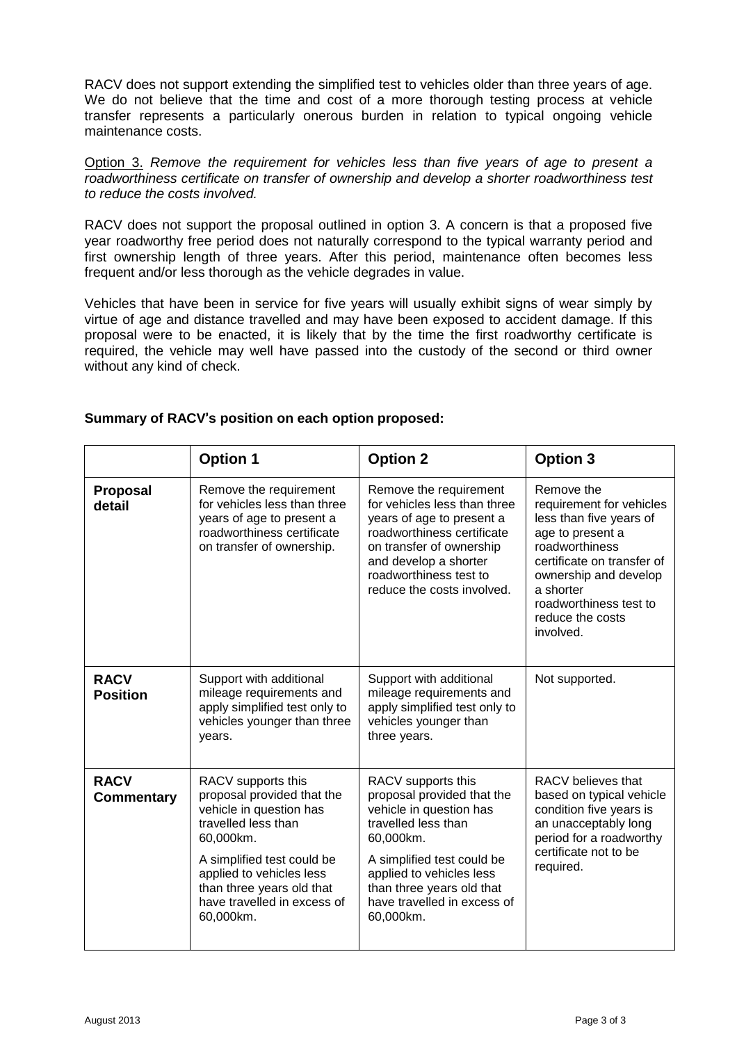RACV does not support extending the simplified test to vehicles older than three years of age. We do not believe that the time and cost of a more thorough testing process at vehicle transfer represents a particularly onerous burden in relation to typical ongoing vehicle maintenance costs.

Option 3. *Remove the requirement for vehicles less than five years of age to present a roadworthiness certificate on transfer of ownership and develop a shorter roadworthiness test to reduce the costs involved.*

RACV does not support the proposal outlined in option 3. A concern is that a proposed five year roadworthy free period does not naturally correspond to the typical warranty period and first ownership length of three years. After this period, maintenance often becomes less frequent and/or less thorough as the vehicle degrades in value.

Vehicles that have been in service for five years will usually exhibit signs of wear simply by virtue of age and distance travelled and may have been exposed to accident damage. If this proposal were to be enacted, it is likely that by the time the first roadworthy certificate is required, the vehicle may well have passed into the custody of the second or third owner without any kind of check.

**Summary of RACV's position on each option proposed:**

| | **Option 1** | **Option 2** | **Option 3** |
|---|---|---|---|
| **Proposal detail** | Remove the requirement for vehicles less than three years of age to present a roadworthiness certificate on transfer of ownership. | Remove the requirement for vehicles less than three years of age to present a roadworthiness certificate on transfer of ownership and develop a shorter roadworthiness test to reduce the costs involved. | Remove the requirement for vehicles less than five years of age to present a roadworthiness certificate on transfer of ownership and develop a shorter roadworthiness test to reduce the costs involved. |
| **RACV Position** | Support with additional mileage requirements and apply simplified test only to vehicles younger than three years. | Support with additional mileage requirements and apply simplified test only to vehicles younger than three years. | Not supported. |
| **RACV Commentary** | RACV supports this proposal provided that the vehicle in question has travelled less than 60,000km. A simplified test could be applied to vehicles less than three years old that have travelled in excess of 60,000km. | RACV supports this proposal provided that the vehicle in question has travelled less than 60,000km. A simplified test could be applied to vehicles less than three years old that have travelled in excess of 60,000km. | RACV believes that based on typical vehicle condition five years is an unacceptably long period for a roadworthy certificate not to be required. |